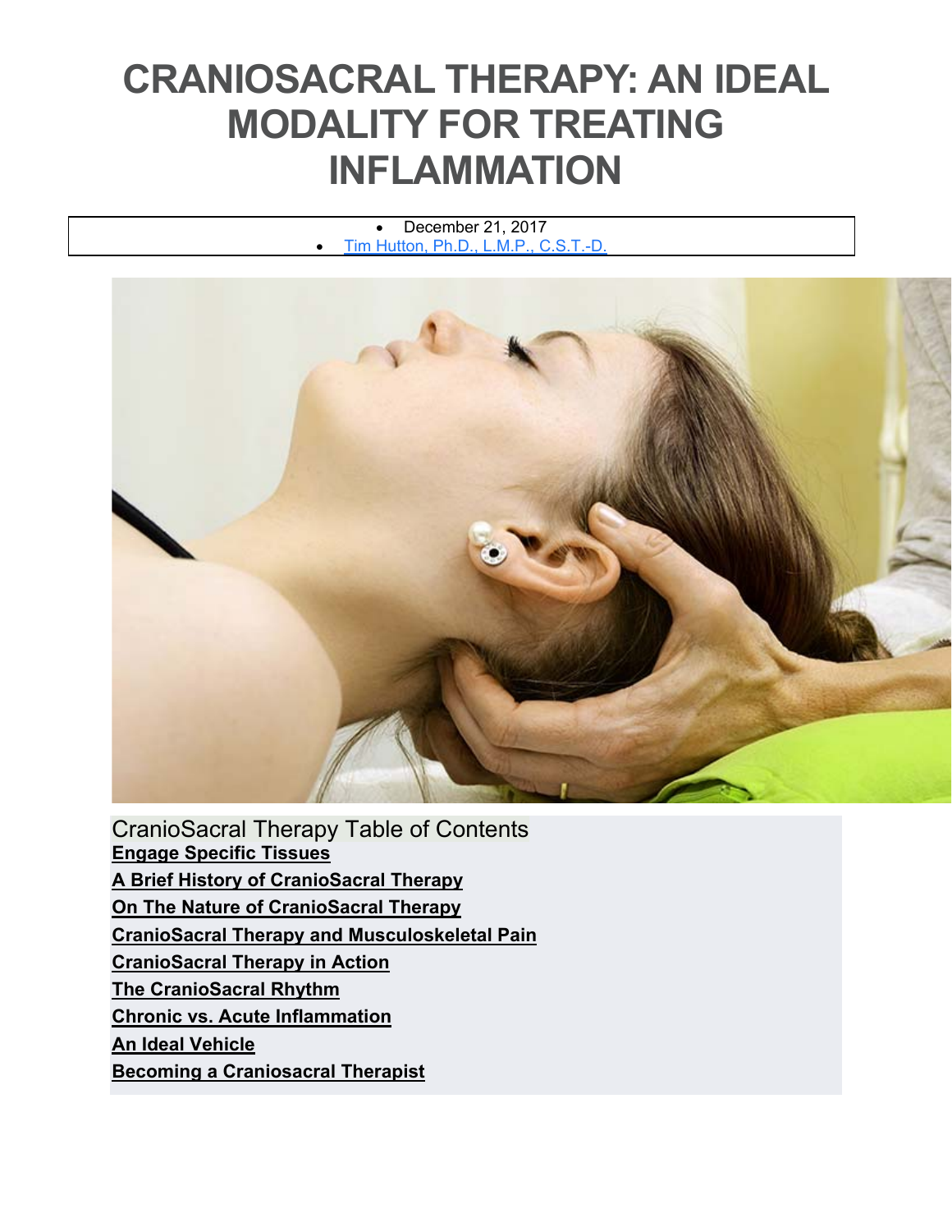# CRANIOSACRAL THERAPY: AN IDEAL MODALITY FOR TREATING INFLAMMATION

- December 21, 2017
- Tim Hutton, Ph.D., L.M.P., C.S.T.-D.

CranioSacral Therapy Table of Contents

**Engage Specific Tissues**

**A Brief History of CranioSacral Therapy**

**On The Nature of CranioSacral Therapy**

**CranioSacral Therapy and Musculoskeletal Pain**

**CranioSacral Therapy in Action**

**The CranioSacral Rhythm**

**Chronic vs. Acute Inflammation**

**An Ideal Vehicle**

**Becoming a Craniosacral Therapist**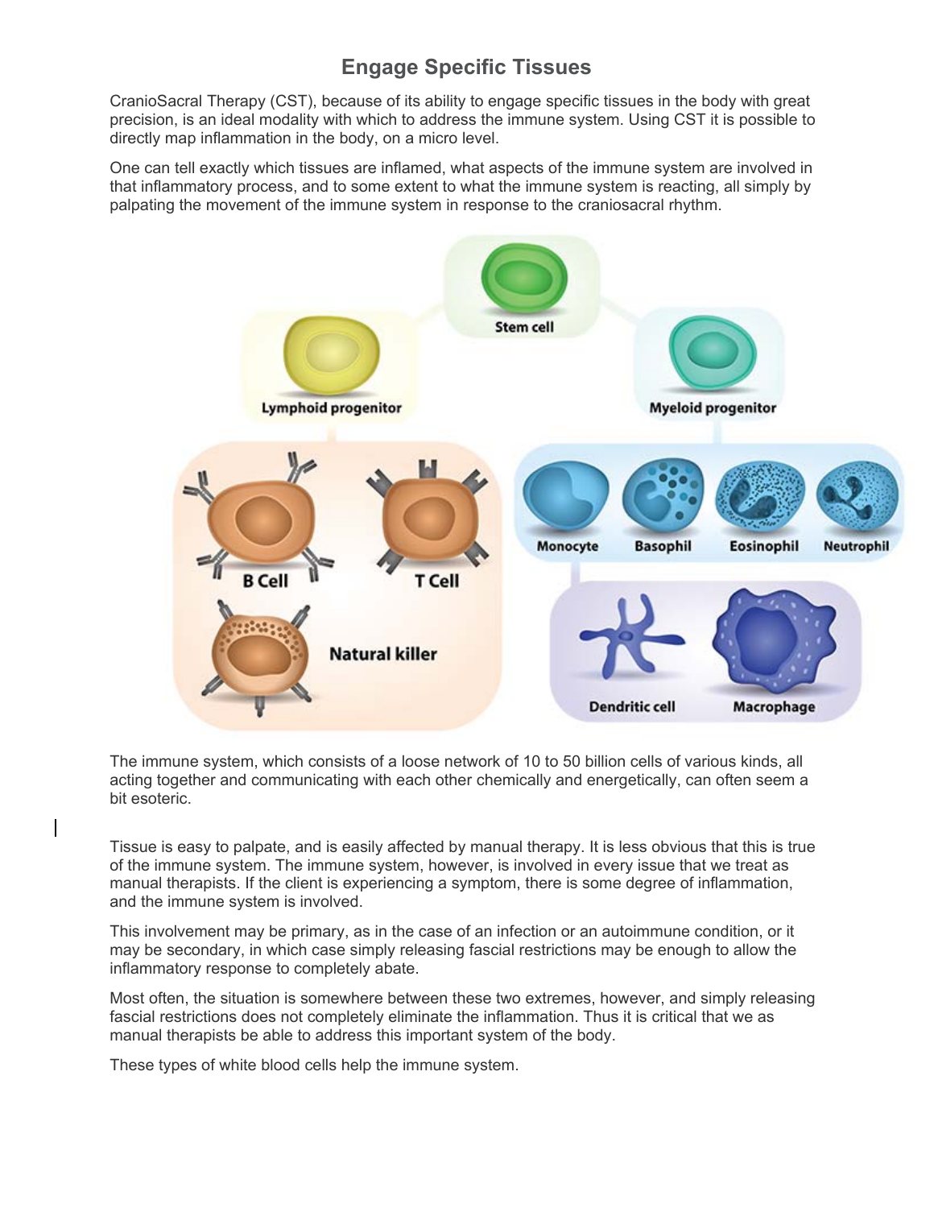# Engage Specific Tissues

CranioSacral Therapy (CST), because of its ability to engage specific tissues in the body with great precision, is an ideal modality with which to address the immune system. Using CST it is possible to directly map inflammation in the body, on a micro level.

One can tell exactly which tissues are inflamed, what aspects of the immune system are involved in that inflammatory process, and to some extent to what the immune system is reacting, all simply by palpating the movement of the immune system in response to the craniosacral rhythm.

The immune system, which consists of a loose network of 10 to 50 billion cells of various kinds, all acting together and communicating with each other chemically and energetically, can often seem a bit esoteric.

Tissue is easy to palpate, and is easily affected by manual therapy. It is less obvious that this is true of the immune system. The immune system, however, is involved in every issue that we treat as manual therapists. If the client is experiencing a symptom, there is some degree of inflammation, and the immune system is involved.

This involvement may be primary, as in the case of an infection or an autoimmune condition, or it may be secondary, in which case simply releasing fascial restrictions may be enough to allow the inflammatory response to completely abate.

Most often, the situation is somewhere between these two extremes, however, and simply releasing fascial restrictions does not completely eliminate the inflammation. Thus it is critical that we as manual therapists be able to address this important system of the body.

These types of white blood cells help the immune system.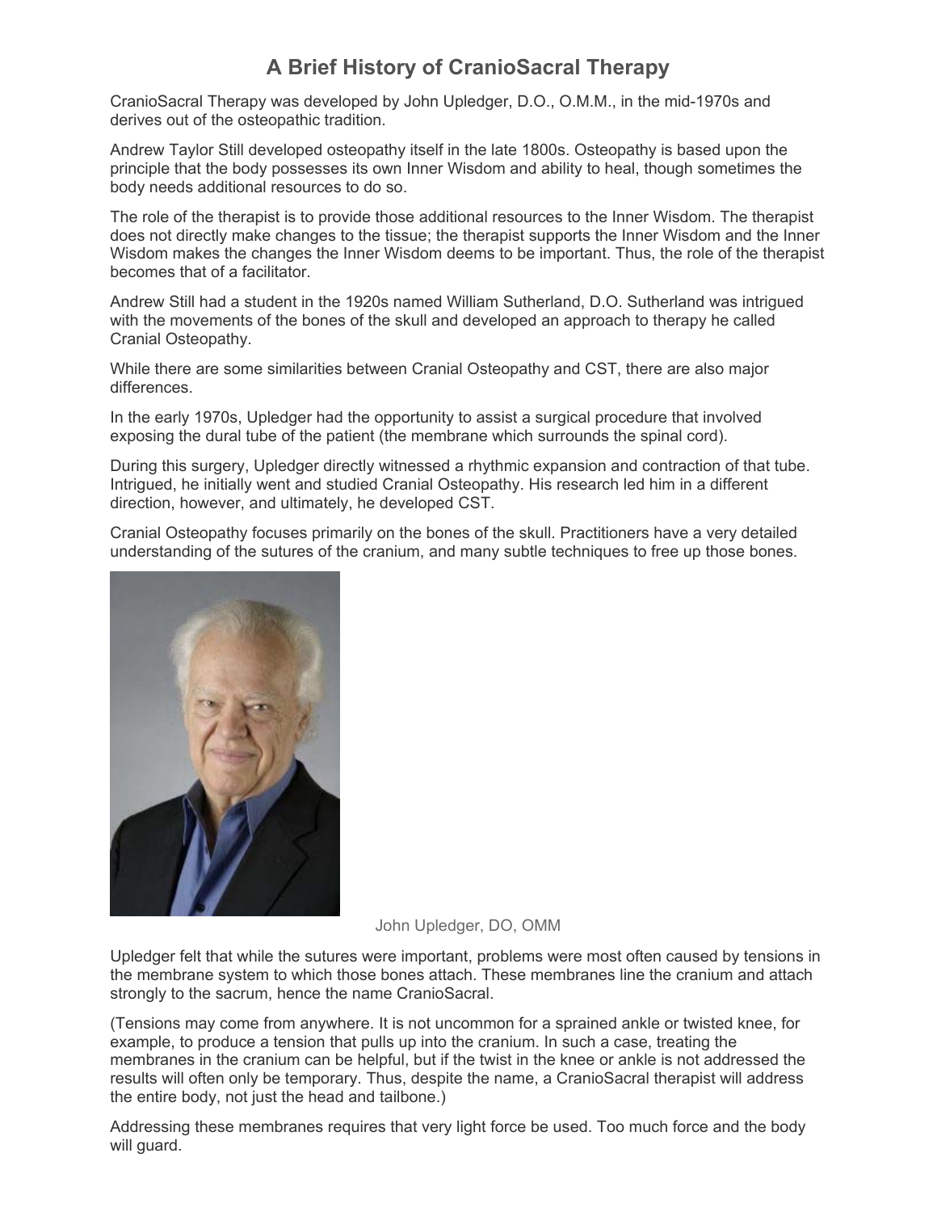# A Brief History of CranioSacral Therapy

CranioSacral Therapy was developed by John Upledger, D.O., O.M.M., in the mid-1970s and derives out of the osteopathic tradition.

Andrew Taylor Still developed osteopathy itself in the late 1800s. Osteopathy is based upon the principle that the body possesses its own Inner Wisdom and ability to heal, though sometimes the body needs additional resources to do so.

The role of the therapist is to provide those additional resources to the Inner Wisdom. The therapist does not directly make changes to the tissue; the therapist supports the Inner Wisdom and the Inner Wisdom makes the changes the Inner Wisdom deems to be important. Thus, the role of the therapist becomes that of a facilitator.

Andrew Still had a student in the 1920s named William Sutherland, D.O. Sutherland was intrigued with the movements of the bones of the skull and developed an approach to therapy he called Cranial Osteopathy.

While there are some similarities between Cranial Osteopathy and CST, there are also major differences.

In the early 1970s, Upledger had the opportunity to assist a surgical procedure that involved exposing the dural tube of the patient (the membrane which surrounds the spinal cord).

During this surgery, Upledger directly witnessed a rhythmic expansion and contraction of that tube. Intrigued, he initially went and studied Cranial Osteopathy. His research led him in a different direction, however, and ultimately, he developed CST.

Cranial Osteopathy focuses primarily on the bones of the skull. Practitioners have a very detailed understanding of the sutures of the cranium, and many subtle techniques to free up those bones.

John Upledger, DO, OMM

Upledger felt that while the sutures were important, problems were most often caused by tensions in the membrane system to which those bones attach. These membranes line the cranium and attach strongly to the sacrum, hence the name CranioSacral.

(Tensions may come from anywhere. It is not uncommon for a sprained ankle or twisted knee, for example, to produce a tension that pulls up into the cranium. In such a case, treating the membranes in the cranium can be helpful, but if the twist in the knee or ankle is not addressed the results will often only be temporary. Thus, despite the name, a CranioSacral therapist will address the entire body, not just the head and tailbone.)

Addressing these membranes requires that very light force be used. Too much force and the body will guard.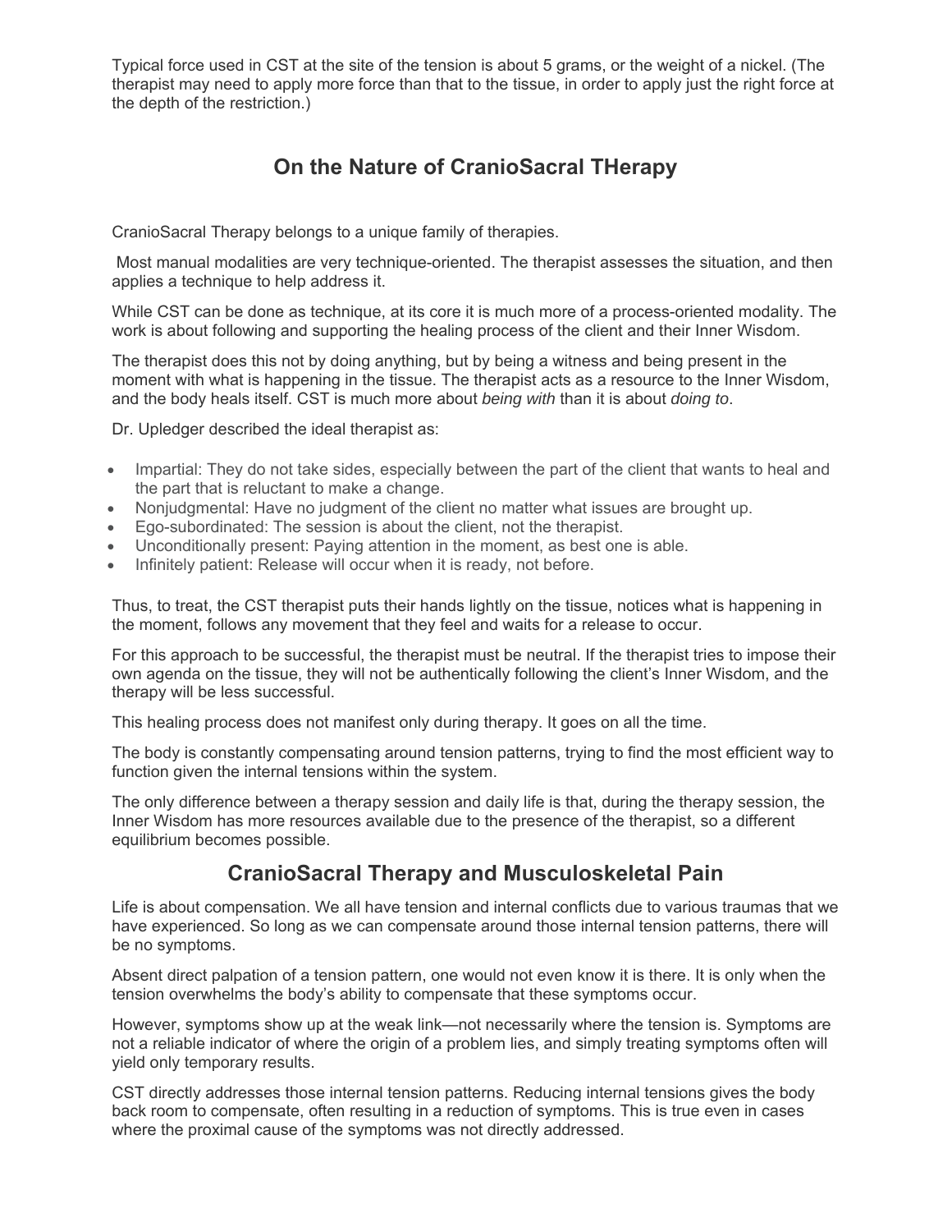Typical force used in CST at the site of the tension is about 5 grams, or the weight of a nickel. (The therapist may need to apply more force than that to the tissue, in order to apply just the right force at the depth of the restriction.)

## On the Nature of CranioSacral THerapy

CranioSacral Therapy belongs to a unique family of therapies.

Most manual modalities are very technique-oriented. The therapist assesses the situation, and then applies a technique to help address it.

While CST can be done as technique, at its core it is much more of a process-oriented modality. The work is about following and supporting the healing process of the client and their Inner Wisdom.

The therapist does this not by doing anything, but by being a witness and being present in the moment with what is happening in the tissue. The therapist acts as a resource to the Inner Wisdom, and the body heals itself. CST is much more about *being with* than it is about *doing to*.

Dr. Upledger described the ideal therapist as:

- Impartial: They do not take sides, especially between the part of the client that wants to heal and the part that is reluctant to make a change.
- Nonjudgmental: Have no judgment of the client no matter what issues are brought up.
- Ego-subordinated: The session is about the client, not the therapist.
- Unconditionally present: Paying attention in the moment, as best one is able.
- Infinitely patient: Release will occur when it is ready, not before.

Thus, to treat, the CST therapist puts their hands lightly on the tissue, notices what is happening in the moment, follows any movement that they feel and waits for a release to occur.

For this approach to be successful, the therapist must be neutral. If the therapist tries to impose their own agenda on the tissue, they will not be authentically following the client's Inner Wisdom, and the therapy will be less successful.

This healing process does not manifest only during therapy. It goes on all the time.

The body is constantly compensating around tension patterns, trying to find the most efficient way to function given the internal tensions within the system.

The only difference between a therapy session and daily life is that, during the therapy session, the Inner Wisdom has more resources available due to the presence of the therapist, so a different equilibrium becomes possible.

## CranioSacral Therapy and Musculoskeletal Pain

Life is about compensation. We all have tension and internal conflicts due to various traumas that we have experienced. So long as we can compensate around those internal tension patterns, there will be no symptoms.

Absent direct palpation of a tension pattern, one would not even know it is there. It is only when the tension overwhelms the body's ability to compensate that these symptoms occur.

However, symptoms show up at the weak link—not necessarily where the tension is. Symptoms are not a reliable indicator of where the origin of a problem lies, and simply treating symptoms often will yield only temporary results.

CST directly addresses those internal tension patterns. Reducing internal tensions gives the body back room to compensate, often resulting in a reduction of symptoms. This is true even in cases where the proximal cause of the symptoms was not directly addressed.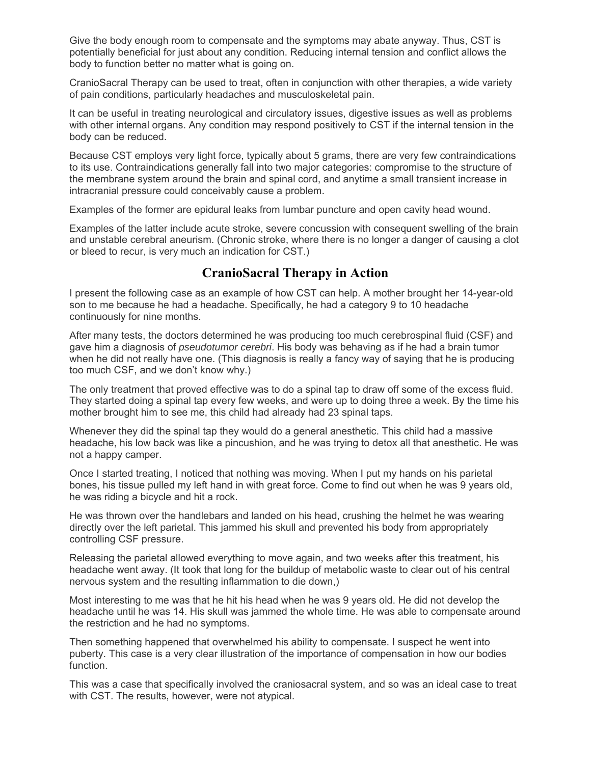Give the body enough room to compensate and the symptoms may abate anyway. Thus, CST is potentially beneficial for just about any condition. Reducing internal tension and conflict allows the body to function better no matter what is going on.

CranioSacral Therapy can be used to treat, often in conjunction with other therapies, a wide variety of pain conditions, particularly headaches and musculoskeletal pain.

It can be useful in treating neurological and circulatory issues, digestive issues as well as problems with other internal organs. Any condition may respond positively to CST if the internal tension in the body can be reduced.

Because CST employs very light force, typically about 5 grams, there are very few contraindications to its use. Contraindications generally fall into two major categories: compromise to the structure of the membrane system around the brain and spinal cord, and anytime a small transient increase in intracranial pressure could conceivably cause a problem.

Examples of the former are epidural leaks from lumbar puncture and open cavity head wound.

Examples of the latter include acute stroke, severe concussion with consequent swelling of the brain and unstable cerebral aneurism. (Chronic stroke, where there is no longer a danger of causing a clot or bleed to recur, is very much an indication for CST.)

## CranioSacral Therapy in Action

I present the following case as an example of how CST can help. A mother brought her 14-year-old son to me because he had a headache. Specifically, he had a category 9 to 10 headache continuously for nine months.

After many tests, the doctors determined he was producing too much cerebrospinal fluid (CSF) and gave him a diagnosis of *pseudotumor cerebri*. His body was behaving as if he had a brain tumor when he did not really have one. (This diagnosis is really a fancy way of saying that he is producing too much CSF, and we don't know why.)

The only treatment that proved effective was to do a spinal tap to draw off some of the excess fluid. They started doing a spinal tap every few weeks, and were up to doing three a week. By the time his mother brought him to see me, this child had already had 23 spinal taps.

Whenever they did the spinal tap they would do a general anesthetic. This child had a massive headache, his low back was like a pincushion, and he was trying to detox all that anesthetic. He was not a happy camper.

Once I started treating, I noticed that nothing was moving. When I put my hands on his parietal bones, his tissue pulled my left hand in with great force. Come to find out when he was 9 years old, he was riding a bicycle and hit a rock.

He was thrown over the handlebars and landed on his head, crushing the helmet he was wearing directly over the left parietal. This jammed his skull and prevented his body from appropriately controlling CSF pressure.

Releasing the parietal allowed everything to move again, and two weeks after this treatment, his headache went away. (It took that long for the buildup of metabolic waste to clear out of his central nervous system and the resulting inflammation to die down,)

Most interesting to me was that he hit his head when he was 9 years old. He did not develop the headache until he was 14. His skull was jammed the whole time. He was able to compensate around the restriction and he had no symptoms.

Then something happened that overwhelmed his ability to compensate. I suspect he went into puberty. This case is a very clear illustration of the importance of compensation in how our bodies function.

This was a case that specifically involved the craniosacral system, and so was an ideal case to treat with CST. The results, however, were not atypical.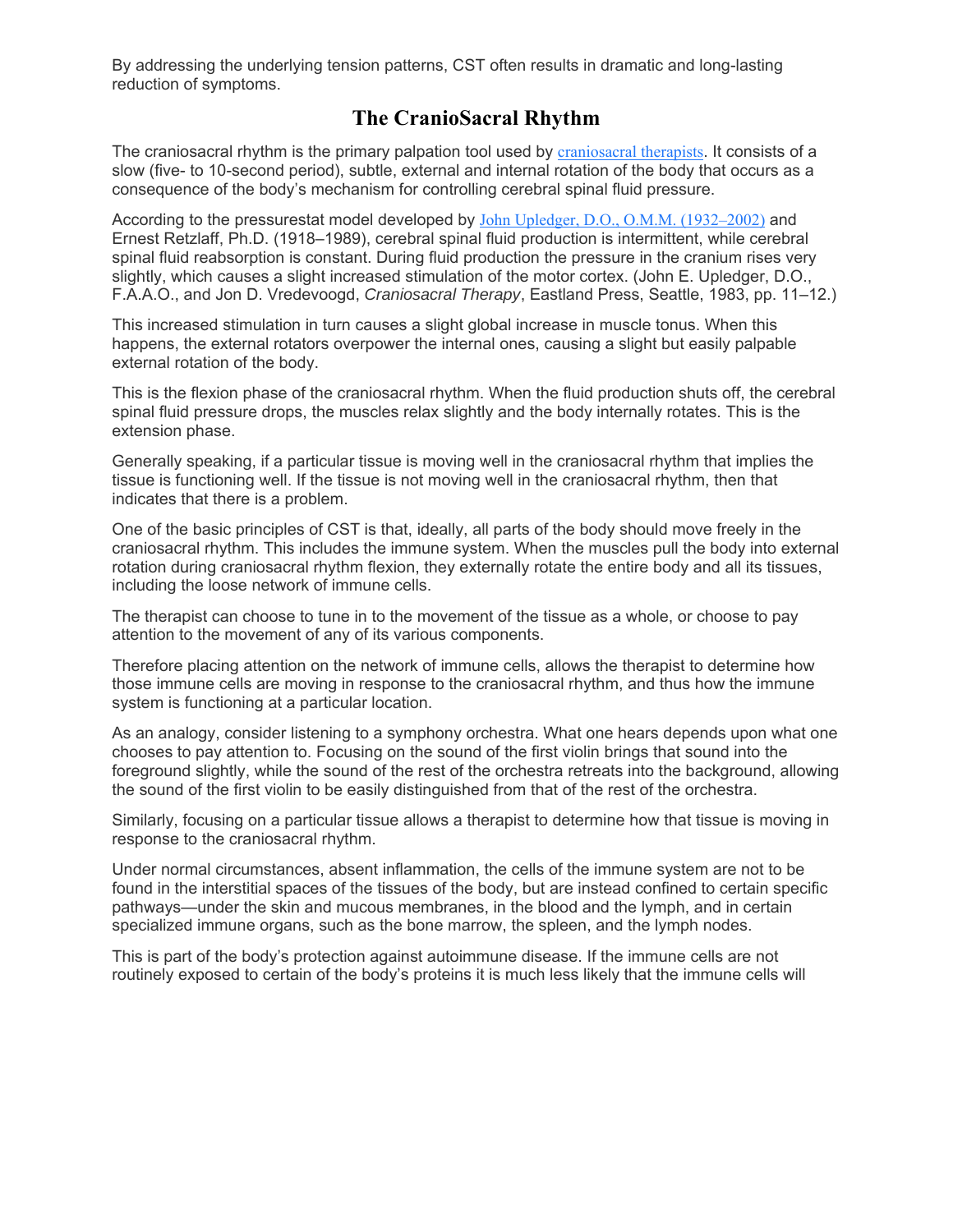By addressing the underlying tension patterns, CST often results in dramatic and long-lasting reduction of symptoms.

## The CranioSacral Rhythm

The craniosacral rhythm is the primary palpation tool used by craniosacral therapists. It consists of a slow (five- to 10-second period), subtle, external and internal rotation of the body that occurs as a consequence of the body's mechanism for controlling cerebral spinal fluid pressure.

According to the pressurestat model developed by John Upledger, D.O., O.M.M. (1932–2002) and Ernest Retzlaff, Ph.D. (1918–1989), cerebral spinal fluid production is intermittent, while cerebral spinal fluid reabsorption is constant. During fluid production the pressure in the cranium rises very slightly, which causes a slight increased stimulation of the motor cortex. (John E. Upledger, D.O., F.A.A.O., and Jon D. Vredevoogd, *Craniosacral Therapy*, Eastland Press, Seattle, 1983, pp. 11–12.)

This increased stimulation in turn causes a slight global increase in muscle tonus. When this happens, the external rotators overpower the internal ones, causing a slight but easily palpable external rotation of the body.

This is the flexion phase of the craniosacral rhythm. When the fluid production shuts off, the cerebral spinal fluid pressure drops, the muscles relax slightly and the body internally rotates. This is the extension phase.

Generally speaking, if a particular tissue is moving well in the craniosacral rhythm that implies the tissue is functioning well. If the tissue is not moving well in the craniosacral rhythm, then that indicates that there is a problem.

One of the basic principles of CST is that, ideally, all parts of the body should move freely in the craniosacral rhythm. This includes the immune system. When the muscles pull the body into external rotation during craniosacral rhythm flexion, they externally rotate the entire body and all its tissues, including the loose network of immune cells.

The therapist can choose to tune in to the movement of the tissue as a whole, or choose to pay attention to the movement of any of its various components.

Therefore placing attention on the network of immune cells, allows the therapist to determine how those immune cells are moving in response to the craniosacral rhythm, and thus how the immune system is functioning at a particular location.

As an analogy, consider listening to a symphony orchestra. What one hears depends upon what one chooses to pay attention to. Focusing on the sound of the first violin brings that sound into the foreground slightly, while the sound of the rest of the orchestra retreats into the background, allowing the sound of the first violin to be easily distinguished from that of the rest of the orchestra.

Similarly, focusing on a particular tissue allows a therapist to determine how that tissue is moving in response to the craniosacral rhythm.

Under normal circumstances, absent inflammation, the cells of the immune system are not to be found in the interstitial spaces of the tissues of the body, but are instead confined to certain specific pathways—under the skin and mucous membranes, in the blood and the lymph, and in certain specialized immune organs, such as the bone marrow, the spleen, and the lymph nodes.

This is part of the body's protection against autoimmune disease. If the immune cells are not routinely exposed to certain of the body's proteins it is much less likely that the immune cells will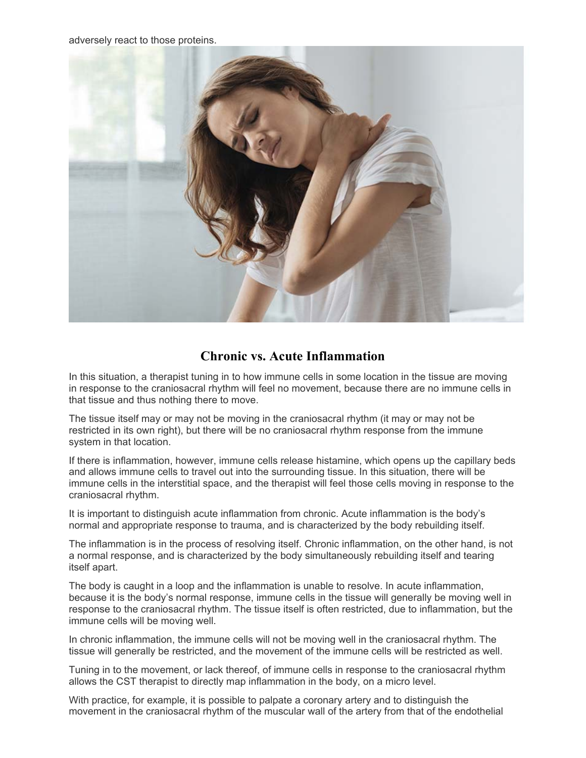adversely react to those proteins.

## Chronic vs. Acute Inflammation

In this situation, a therapist tuning in to how immune cells in some location in the tissue are moving in response to the craniosacral rhythm will feel no movement, because there are no immune cells in that tissue and thus nothing there to move.

The tissue itself may or may not be moving in the craniosacral rhythm (it may or may not be restricted in its own right), but there will be no craniosacral rhythm response from the immune system in that location.

If there is inflammation, however, immune cells release histamine, which opens up the capillary beds and allows immune cells to travel out into the surrounding tissue. In this situation, there will be immune cells in the interstitial space, and the therapist will feel those cells moving in response to the craniosacral rhythm.

It is important to distinguish acute inflammation from chronic. Acute inflammation is the body's normal and appropriate response to trauma, and is characterized by the body rebuilding itself.

The inflammation is in the process of resolving itself. Chronic inflammation, on the other hand, is not a normal response, and is characterized by the body simultaneously rebuilding itself and tearing itself apart.

The body is caught in a loop and the inflammation is unable to resolve. In acute inflammation, because it is the body's normal response, immune cells in the tissue will generally be moving well in response to the craniosacral rhythm. The tissue itself is often restricted, due to inflammation, but the immune cells will be moving well.

In chronic inflammation, the immune cells will not be moving well in the craniosacral rhythm. The tissue will generally be restricted, and the movement of the immune cells will be restricted as well.

Tuning in to the movement, or lack thereof, of immune cells in response to the craniosacral rhythm allows the CST therapist to directly map inflammation in the body, on a micro level.

With practice, for example, it is possible to palpate a coronary artery and to distinguish the movement in the craniosacral rhythm of the muscular wall of the artery from that of the endothelial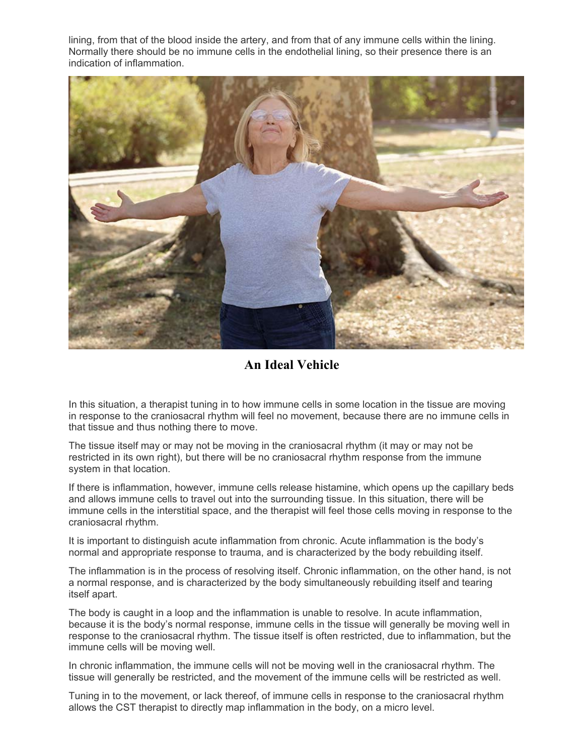lining, from that of the blood inside the artery, and from that of any immune cells within the lining. Normally there should be no immune cells in the endothelial lining, so their presence there is an indication of inflammation.

## An Ideal Vehicle

In this situation, a therapist tuning in to how immune cells in some location in the tissue are moving in response to the craniosacral rhythm will feel no movement, because there are no immune cells in that tissue and thus nothing there to move.

The tissue itself may or may not be moving in the craniosacral rhythm (it may or may not be restricted in its own right), but there will be no craniosacral rhythm response from the immune system in that location.

If there is inflammation, however, immune cells release histamine, which opens up the capillary beds and allows immune cells to travel out into the surrounding tissue. In this situation, there will be immune cells in the interstitial space, and the therapist will feel those cells moving in response to the craniosacral rhythm.

It is important to distinguish acute inflammation from chronic. Acute inflammation is the body's normal and appropriate response to trauma, and is characterized by the body rebuilding itself.

The inflammation is in the process of resolving itself. Chronic inflammation, on the other hand, is not a normal response, and is characterized by the body simultaneously rebuilding itself and tearing itself apart.

The body is caught in a loop and the inflammation is unable to resolve. In acute inflammation, because it is the body's normal response, immune cells in the tissue will generally be moving well in response to the craniosacral rhythm. The tissue itself is often restricted, due to inflammation, but the immune cells will be moving well.

In chronic inflammation, the immune cells will not be moving well in the craniosacral rhythm. The tissue will generally be restricted, and the movement of the immune cells will be restricted as well.

Tuning in to the movement, or lack thereof, of immune cells in response to the craniosacral rhythm allows the CST therapist to directly map inflammation in the body, on a micro level.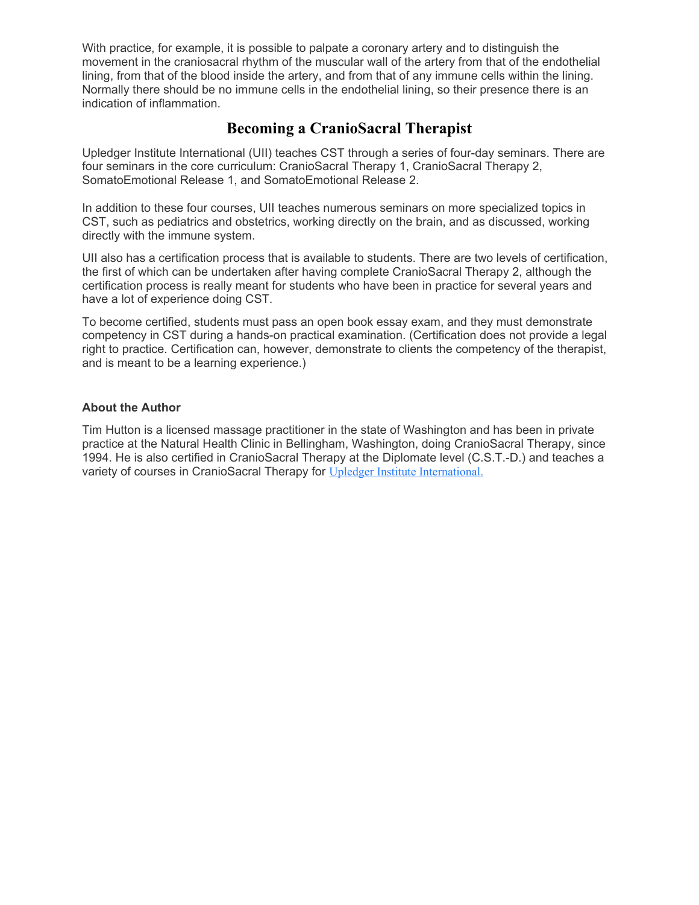With practice, for example, it is possible to palpate a coronary artery and to distinguish the movement in the craniosacral rhythm of the muscular wall of the artery from that of the endothelial lining, from that of the blood inside the artery, and from that of any immune cells within the lining. Normally there should be no immune cells in the endothelial lining, so their presence there is an indication of inflammation.

## Becoming a CranioSacral Therapist

Upledger Institute International (UII) teaches CST through a series of four-day seminars. There are four seminars in the core curriculum: CranioSacral Therapy 1, CranioSacral Therapy 2, SomatoEmotional Release 1, and SomatoEmotional Release 2.

In addition to these four courses, UII teaches numerous seminars on more specialized topics in CST, such as pediatrics and obstetrics, working directly on the brain, and as discussed, working directly with the immune system.

UII also has a certification process that is available to students. There are two levels of certification, the first of which can be undertaken after having complete CranioSacral Therapy 2, although the certification process is really meant for students who have been in practice for several years and have a lot of experience doing CST.

To become certified, students must pass an open book essay exam, and they must demonstrate competency in CST during a hands-on practical examination. (Certification does not provide a legal right to practice. Certification can, however, demonstrate to clients the competency of the therapist, and is meant to be a learning experience.)

**About the Author**

Tim Hutton is a licensed massage practitioner in the state of Washington and has been in private practice at the Natural Health Clinic in Bellingham, Washington, doing CranioSacral Therapy, since 1994. He is also certified in CranioSacral Therapy at the Diplomate level (C.S.T.-D.) and teaches a variety of courses in CranioSacral Therapy for Upledger Institute International.